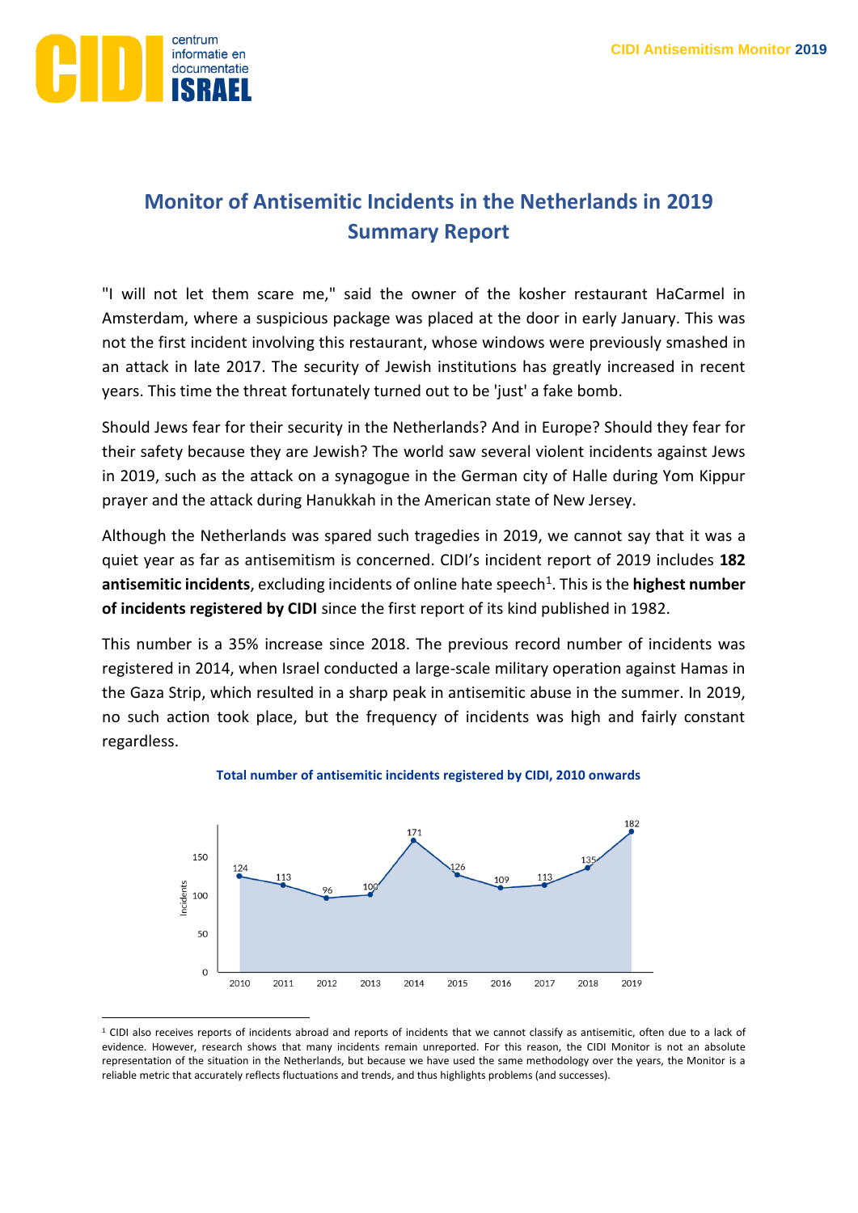# Monitor of Antisemitic Incidents in the Netherlands in 2019
## Summary Report

"I will not let them scare me," said the owner of the kosher restaurant HaCarmel in Amsterdam, where a suspicious package was placed at the door in early January. This was not the first incident involving this restaurant, whose windows were previously smashed in an attack in late 2017. The security of Jewish institutions has greatly increased in recent years. This time the threat fortunately turned out to be 'just' a fake bomb.

Should Jews fear for their security in the Netherlands? And in Europe? Should they fear for their safety because they are Jewish? The world saw several violent incidents against Jews in 2019, such as the attack on a synagogue in the German city of Halle during Yom Kippur prayer and the attack during Hanukkah in the American state of New Jersey.

Although the Netherlands was spared such tragedies in 2019, we cannot say that it was a quiet year as far as antisemitism is concerned. CIDI's incident report of 2019 includes **182 antisemitic incidents**, excluding incidents of online hate speech[1]. This is the **highest number of incidents registered by CIDI** since the first report of its kind published in 1982.

This number is a 35% increase since 2018. The previous record number of incidents was registered in 2014, when Israel conducted a large-scale military operation against Hamas in the Gaza Strip, which resulted in a sharp peak in antisemitic abuse in the summer. In 2019, no such action took place, but the frequency of incidents was high and fairly constant regardless.

**Total number of antisemitic incidents registered by CIDI, 2010 onwards**

| Year | Incidents |
|---|---|
| 2010 | 124 |
| 2011 | 113 |
| 2012 | 96 |
| 2013 | 100 |
| 2014 | 171 |
| 2015 | 126 |
| 2016 | 109 |
| 2017 | 113 |
| 2018 | 135 |
| 2019 | 182 |

[1] CIDI also receives reports of incidents abroad and reports of incidents that we cannot classify as antisemitic, often due to a lack of evidence. However, research shows that many incidents remain unreported. For this reason, the CIDI Monitor is not an absolute representation of the situation in the Netherlands, but because we have used the same methodology over the years, the Monitor is a reliable metric that accurately reflects fluctuations and trends, and thus highlights problems (and successes).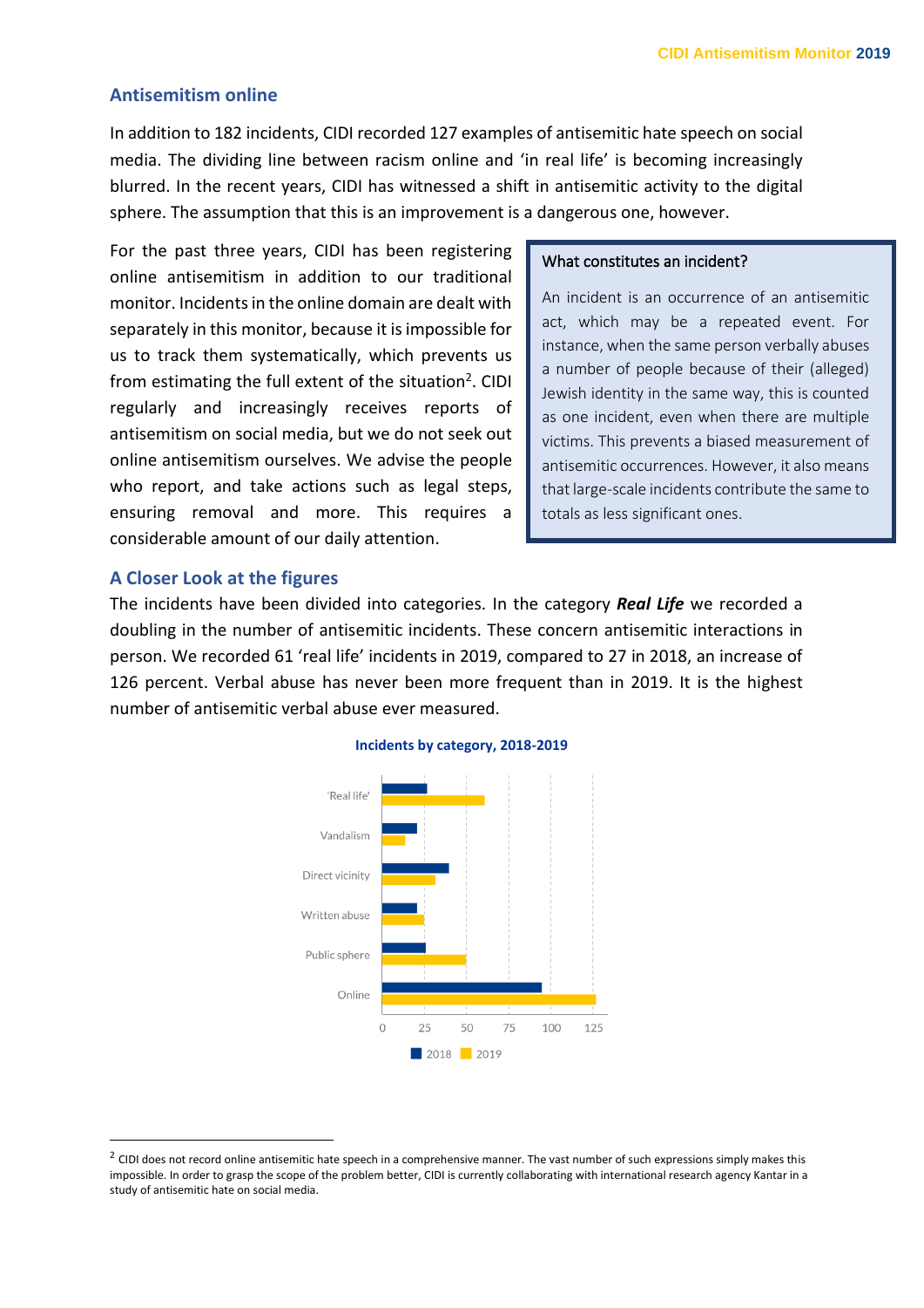## Antisemitism online

In addition to 182 incidents, CIDI recorded 127 examples of antisemitic hate speech on social media. The dividing line between racism online and 'in real life' is becoming increasingly blurred. In the recent years, CIDI has witnessed a shift in antisemitic activity to the digital sphere. The assumption that this is an improvement is a dangerous one, however.

For the past three years, CIDI has been registering online antisemitism in addition to our traditional monitor. Incidents in the online domain are dealt with separately in this monitor, because it is impossible for us to track them systematically, which prevents us from estimating the full extent of the situation[2]. CIDI regularly and increasingly receives reports of antisemitism on social media, but we do not seek out online antisemitism ourselves. We advise the people who report, and take actions such as legal steps, ensuring removal and more. This requires a considerable amount of our daily attention.

> **What constitutes an incident?**
>
> An incident is an occurrence of an antisemitic act, which may be a repeated event. For instance, when the same person verbally abuses a number of people because of their (alleged) Jewish identity in the same way, this is counted as one incident, even when there are multiple victims. This prevents a biased measurement of antisemitic occurrences. However, it also means that large-scale incidents contribute the same to totals as less significant ones.

## A Closer Look at the figures

The incidents have been divided into categories. In the category ***Real Life*** we recorded a doubling in the number of antisemitic incidents. These concern antisemitic interactions in person. We recorded 61 'real life' incidents in 2019, compared to 27 in 2018, an increase of 126 percent. Verbal abuse has never been more frequent than in 2019. It is the highest number of antisemitic verbal abuse ever measured.

**Incidents by category, 2018-2019**

| Category | 2018 | 2019 |
|---|---|---|
| 'Real life' | 27 | 61 |
| Vandalism | 21 | 14 |
| Direct vicinity | 40 | 32 |
| Written abuse | 21 | 25 |
| Public sphere | 26 | 50 |
| Online | 95 | 127 |

[2] CIDI does not record online antisemitic hate speech in a comprehensive manner. The vast number of such expressions simply makes this impossible. In order to grasp the scope of the problem better, CIDI is currently collaborating with international research agency Kantar in a study of antisemitic hate on social media.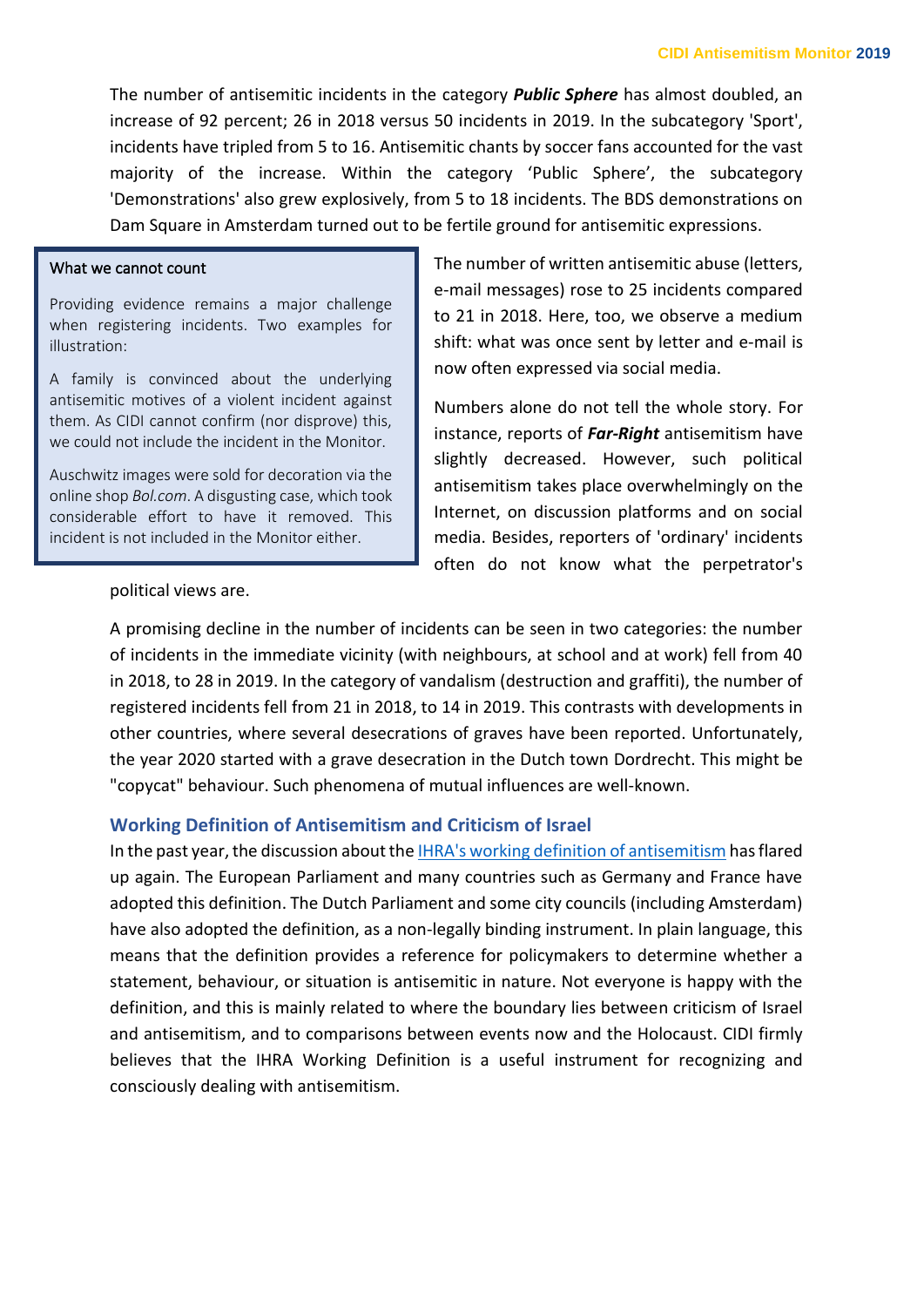The number of antisemitic incidents in the category ***Public Sphere*** has almost doubled, an increase of 92 percent; 26 in 2018 versus 50 incidents in 2019. In the subcategory 'Sport', incidents have tripled from 5 to 16. Antisemitic chants by soccer fans accounted for the vast majority of the increase. Within the category 'Public Sphere', the subcategory 'Demonstrations' also grew explosively, from 5 to 18 incidents. The BDS demonstrations on Dam Square in Amsterdam turned out to be fertile ground for antisemitic expressions.

> What we cannot count
>
> Providing evidence remains a major challenge when registering incidents. Two examples for illustration:
>
> A family is convinced about the underlying antisemitic motives of a violent incident against them. As CIDI cannot confirm (nor disprove) this, we could not include the incident in the Monitor.
>
> Auschwitz images were sold for decoration via the online shop *Bol.com*. A disgusting case, which took considerable effort to have it removed. This incident is not included in the Monitor either.

The number of written antisemitic abuse (letters, e-mail messages) rose to 25 incidents compared to 21 in 2018. Here, too, we observe a medium shift: what was once sent by letter and e-mail is now often expressed via social media.

Numbers alone do not tell the whole story. For instance, reports of ***Far-Right*** antisemitism have slightly decreased. However, such political antisemitism takes place overwhelmingly on the Internet, on discussion platforms and on social media. Besides, reporters of 'ordinary' incidents often do not know what the perpetrator's political views are.

A promising decline in the number of incidents can be seen in two categories: the number of incidents in the immediate vicinity (with neighbours, at school and at work) fell from 40 in 2018, to 28 in 2019. In the category of vandalism (destruction and graffiti), the number of registered incidents fell from 21 in 2018, to 14 in 2019. This contrasts with developments in other countries, where several desecrations of graves have been reported. Unfortunately, the year 2020 started with a grave desecration in the Dutch town Dordrecht. This might be "copycat" behaviour. Such phenomena of mutual influences are well-known.

### Working Definition of Antisemitism and Criticism of Israel

In the past year, the discussion about the IHRA's working definition of antisemitism has flared up again. The European Parliament and many countries such as Germany and France have adopted this definition. The Dutch Parliament and some city councils (including Amsterdam) have also adopted the definition, as a non-legally binding instrument. In plain language, this means that the definition provides a reference for policymakers to determine whether a statement, behaviour, or situation is antisemitic in nature. Not everyone is happy with the definition, and this is mainly related to where the boundary lies between criticism of Israel and antisemitism, and to comparisons between events now and the Holocaust. CIDI firmly believes that the IHRA Working Definition is a useful instrument for recognizing and consciously dealing with antisemitism.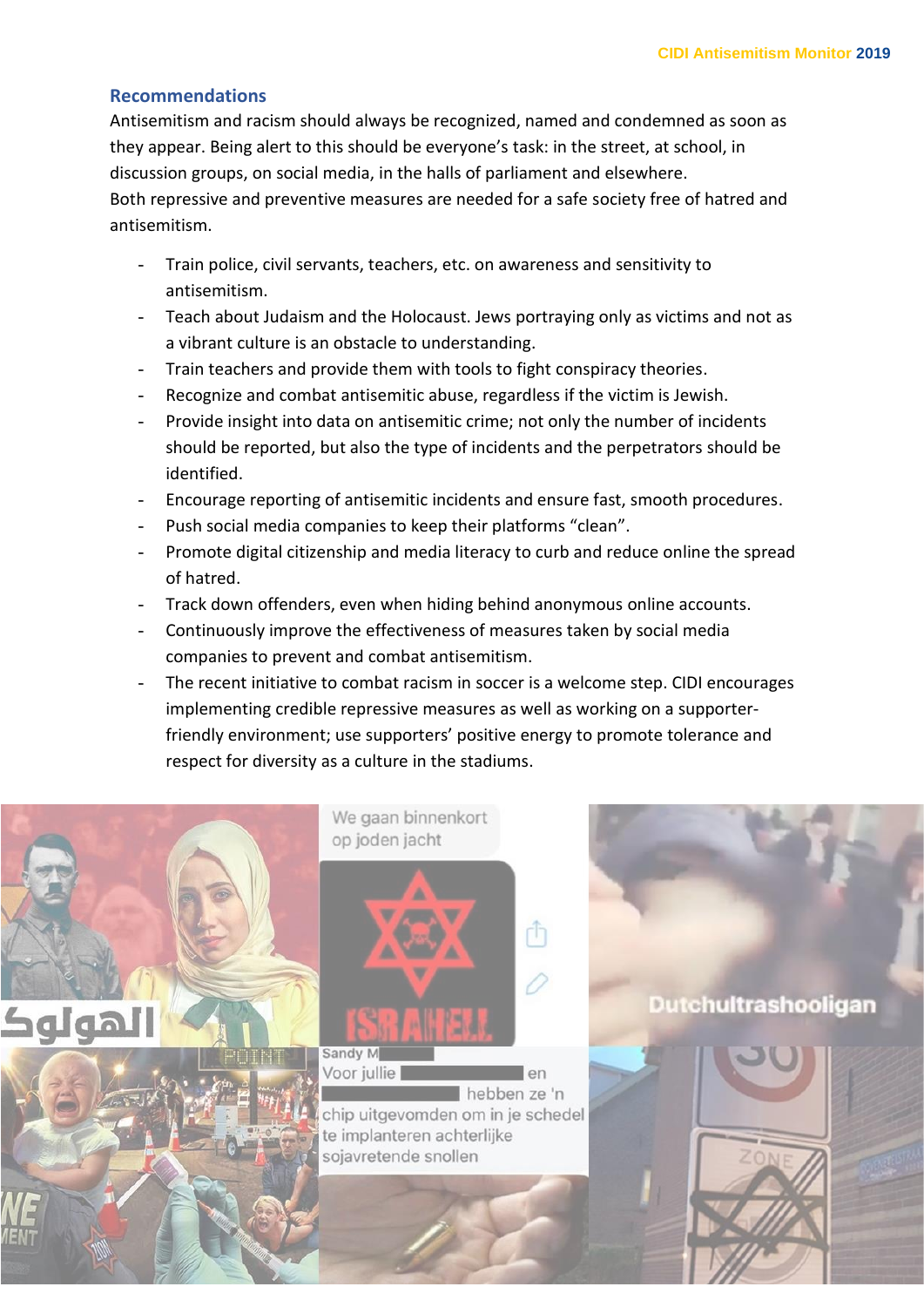## Recommendations

Antisemitism and racism should always be recognized, named and condemned as soon as they appear. Being alert to this should be everyone's task: in the street, at school, in discussion groups, on social media, in the halls of parliament and elsewhere.
Both repressive and preventive measures are needed for a safe society free of hatred and antisemitism.

- Train police, civil servants, teachers, etc. on awareness and sensitivity to antisemitism.
- Teach about Judaism and the Holocaust. Jews portraying only as victims and not as a vibrant culture is an obstacle to understanding.
- Train teachers and provide them with tools to fight conspiracy theories.
- Recognize and combat antisemitic abuse, regardless if the victim is Jewish.
- Provide insight into data on antisemitic crime; not only the number of incidents should be reported, but also the type of incidents and the perpetrators should be identified.
- Encourage reporting of antisemitic incidents and ensure fast, smooth procedures.
- Push social media companies to keep their platforms "clean".
- Promote digital citizenship and media literacy to curb and reduce online the spread of hatred.
- Track down offenders, even when hiding behind anonymous online accounts.
- Continuously improve the effectiveness of measures taken by social media companies to prevent and combat antisemitism.
- The recent initiative to combat racism in soccer is a welcome step. CIDI encourages implementing credible repressive measures as well as working on a supporter-friendly environment; use supporters' positive energy to promote tolerance and respect for diversity as a culture in the stadiums.